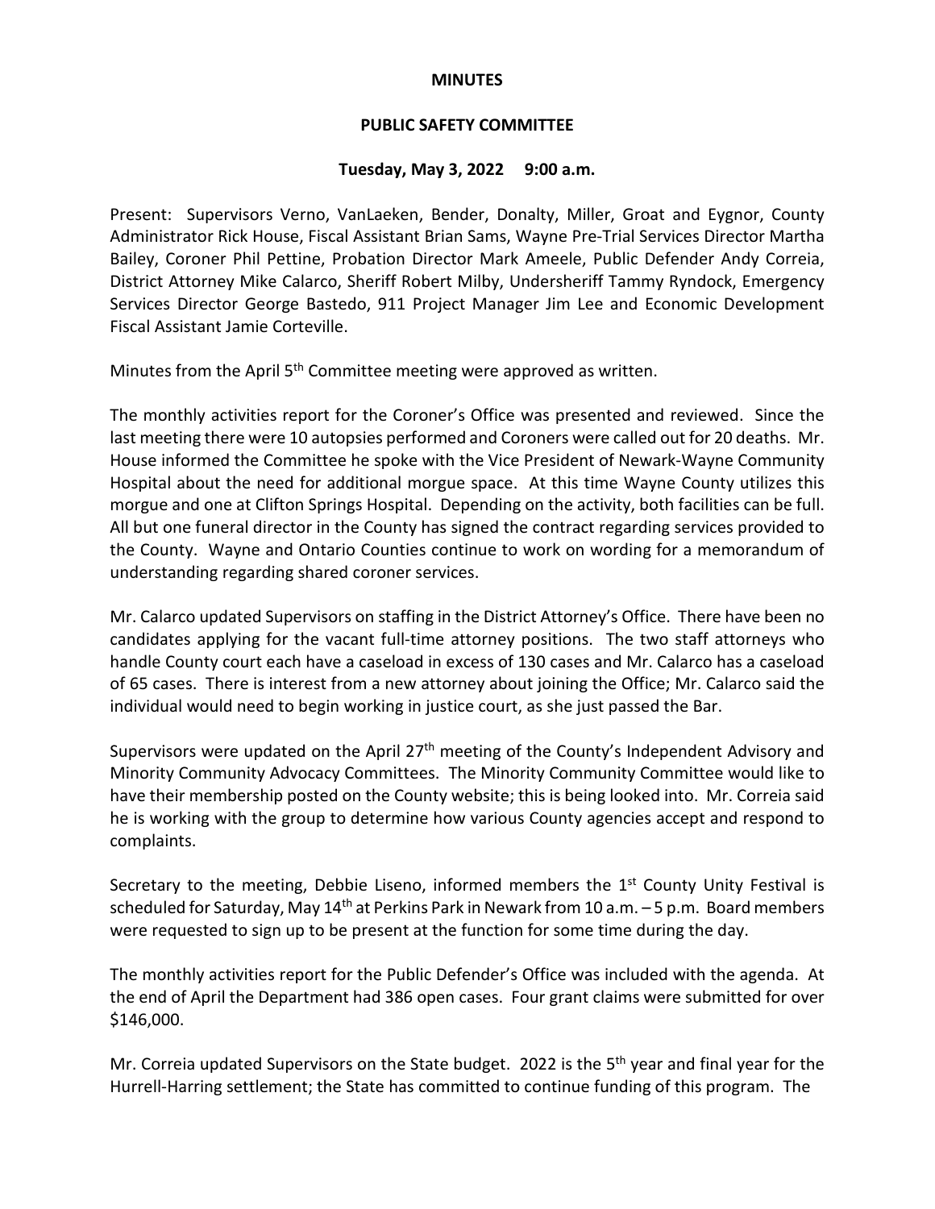**MINUTES**

**PUBLIC SAFETY COMMITTEE**

**Tuesday, May 3, 2022 9:00 a.m.**

Present: Supervisors Verno, VanLaeken, Bender, Donalty, Miller, Groat and Eygnor, County Administrator Rick House, Fiscal Assistant Brian Sams, Wayne Pre-Trial Services Director Martha Bailey, Coroner Phil Pettine, Probation Director Mark Ameele, Public Defender Andy Correia, District Attorney Mike Calarco, Sheriff Robert Milby, Undersheriff Tammy Ryndock, Emergency Services Director George Bastedo, 911 Project Manager Jim Lee and Economic Development Fiscal Assistant Jamie Corteville.

Minutes from the April 5th Committee meeting were approved as written.

The monthly activities report for the Coroner's Office was presented and reviewed. Since the last meeting there were 10 autopsies performed and Coroners were called out for 20 deaths. Mr. House informed the Committee he spoke with the Vice President of Newark-Wayne Community Hospital about the need for additional morgue space. At this time Wayne County utilizes this morgue and one at Clifton Springs Hospital. Depending on the activity, both facilities can be full. All but one funeral director in the County has signed the contract regarding services provided to the County. Wayne and Ontario Counties continue to work on wording for a memorandum of understanding regarding shared coroner services.

Mr. Calarco updated Supervisors on staffing in the District Attorney's Office. There have been no candidates applying for the vacant full-time attorney positions. The two staff attorneys who handle County court each have a caseload in excess of 130 cases and Mr. Calarco has a caseload of 65 cases. There is interest from a new attorney about joining the Office; Mr. Calarco said the individual would need to begin working in justice court, as she just passed the Bar.

Supervisors were updated on the April 27th meeting of the County's Independent Advisory and Minority Community Advocacy Committees. The Minority Community Committee would like to have their membership posted on the County website; this is being looked into. Mr. Correia said he is working with the group to determine how various County agencies accept and respond to complaints.

Secretary to the meeting, Debbie Liseno, informed members the 1st County Unity Festival is scheduled for Saturday, May 14th at Perkins Park in Newark from 10 a.m. – 5 p.m. Board members were requested to sign up to be present at the function for some time during the day.

The monthly activities report for the Public Defender's Office was included with the agenda. At the end of April the Department had 386 open cases. Four grant claims were submitted for over $146,000.

Mr. Correia updated Supervisors on the State budget. 2022 is the 5th year and final year for the Hurrell-Harring settlement; the State has committed to continue funding of this program. The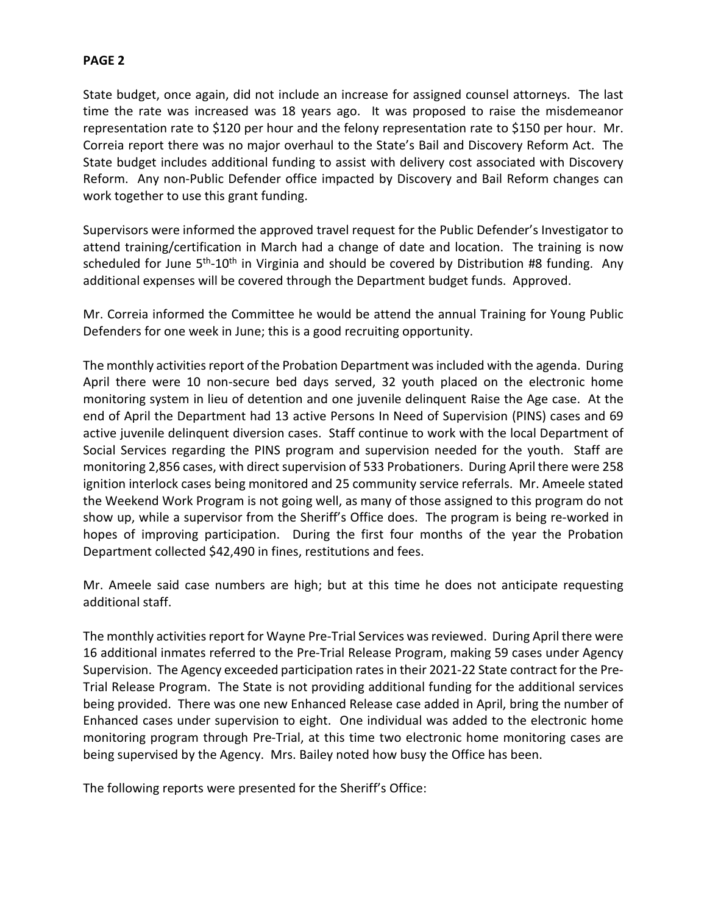**PAGE 2**

State budget, once again, did not include an increase for assigned counsel attorneys. The last time the rate was increased was 18 years ago. It was proposed to raise the misdemeanor representation rate to $120 per hour and the felony representation rate to $150 per hour. Mr. Correia report there was no major overhaul to the State's Bail and Discovery Reform Act. The State budget includes additional funding to assist with delivery cost associated with Discovery Reform. Any non-Public Defender office impacted by Discovery and Bail Reform changes can work together to use this grant funding.

Supervisors were informed the approved travel request for the Public Defender's Investigator to attend training/certification in March had a change of date and location. The training is now scheduled for June 5th-10th in Virginia and should be covered by Distribution #8 funding. Any additional expenses will be covered through the Department budget funds. Approved.

Mr. Correia informed the Committee he would be attend the annual Training for Young Public Defenders for one week in June; this is a good recruiting opportunity.

The monthly activities report of the Probation Department was included with the agenda. During April there were 10 non-secure bed days served, 32 youth placed on the electronic home monitoring system in lieu of detention and one juvenile delinquent Raise the Age case. At the end of April the Department had 13 active Persons In Need of Supervision (PINS) cases and 69 active juvenile delinquent diversion cases. Staff continue to work with the local Department of Social Services regarding the PINS program and supervision needed for the youth. Staff are monitoring 2,856 cases, with direct supervision of 533 Probationers. During April there were 258 ignition interlock cases being monitored and 25 community service referrals. Mr. Ameele stated the Weekend Work Program is not going well, as many of those assigned to this program do not show up, while a supervisor from the Sheriff's Office does. The program is being re-worked in hopes of improving participation. During the first four months of the year the Probation Department collected $42,490 in fines, restitutions and fees.

Mr. Ameele said case numbers are high; but at this time he does not anticipate requesting additional staff.

The monthly activities report for Wayne Pre-Trial Services was reviewed. During April there were 16 additional inmates referred to the Pre-Trial Release Program, making 59 cases under Agency Supervision. The Agency exceeded participation rates in their 2021-22 State contract for the Pre-Trial Release Program. The State is not providing additional funding for the additional services being provided. There was one new Enhanced Release case added in April, bring the number of Enhanced cases under supervision to eight. One individual was added to the electronic home monitoring program through Pre-Trial, at this time two electronic home monitoring cases are being supervised by the Agency. Mrs. Bailey noted how busy the Office has been.

The following reports were presented for the Sheriff's Office: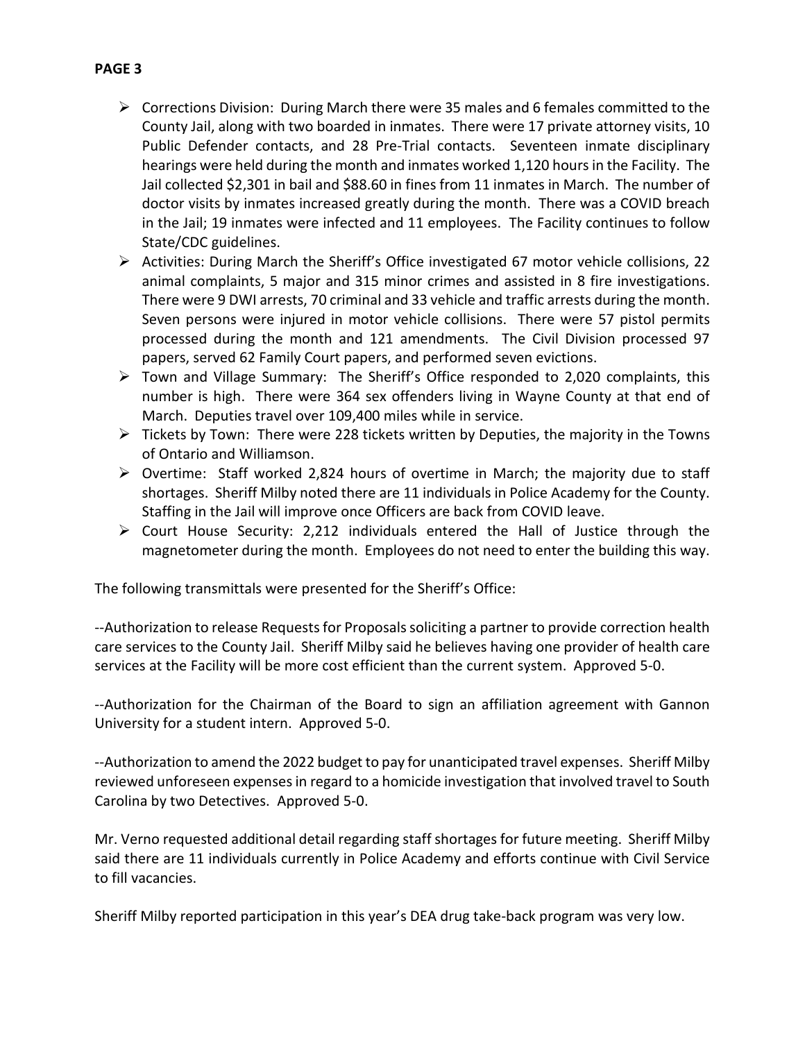- Corrections Division: During March there were 35 males and 6 females committed to the County Jail, along with two boarded in inmates. There were 17 private attorney visits, 10 Public Defender contacts, and 28 Pre-Trial contacts. Seventeen inmate disciplinary hearings were held during the month and inmates worked 1,120 hours in the Facility. The Jail collected $2,301 in bail and $88.60 in fines from 11 inmates in March. The number of doctor visits by inmates increased greatly during the month. There was a COVID breach in the Jail; 19 inmates were infected and 11 employees. The Facility continues to follow State/CDC guidelines.
- Activities: During March the Sheriff's Office investigated 67 motor vehicle collisions, 22 animal complaints, 5 major and 315 minor crimes and assisted in 8 fire investigations. There were 9 DWI arrests, 70 criminal and 33 vehicle and traffic arrests during the month. Seven persons were injured in motor vehicle collisions. There were 57 pistol permits processed during the month and 121 amendments. The Civil Division processed 97 papers, served 62 Family Court papers, and performed seven evictions.
- Town and Village Summary: The Sheriff's Office responded to 2,020 complaints, this number is high. There were 364 sex offenders living in Wayne County at that end of March. Deputies travel over 109,400 miles while in service.
- Tickets by Town: There were 228 tickets written by Deputies, the majority in the Towns of Ontario and Williamson.
- Overtime: Staff worked 2,824 hours of overtime in March; the majority due to staff shortages. Sheriff Milby noted there are 11 individuals in Police Academy for the County. Staffing in the Jail will improve once Officers are back from COVID leave.
- Court House Security: 2,212 individuals entered the Hall of Justice through the magnetometer during the month. Employees do not need to enter the building this way.

The following transmittals were presented for the Sheriff's Office:

--Authorization to release Requests for Proposals soliciting a partner to provide correction health care services to the County Jail. Sheriff Milby said he believes having one provider of health care services at the Facility will be more cost efficient than the current system. Approved 5-0.

--Authorization for the Chairman of the Board to sign an affiliation agreement with Gannon University for a student intern. Approved 5-0.

--Authorization to amend the 2022 budget to pay for unanticipated travel expenses. Sheriff Milby reviewed unforeseen expenses in regard to a homicide investigation that involved travel to South Carolina by two Detectives. Approved 5-0.

Mr. Verno requested additional detail regarding staff shortages for future meeting. Sheriff Milby said there are 11 individuals currently in Police Academy and efforts continue with Civil Service to fill vacancies.

Sheriff Milby reported participation in this year's DEA drug take-back program was very low.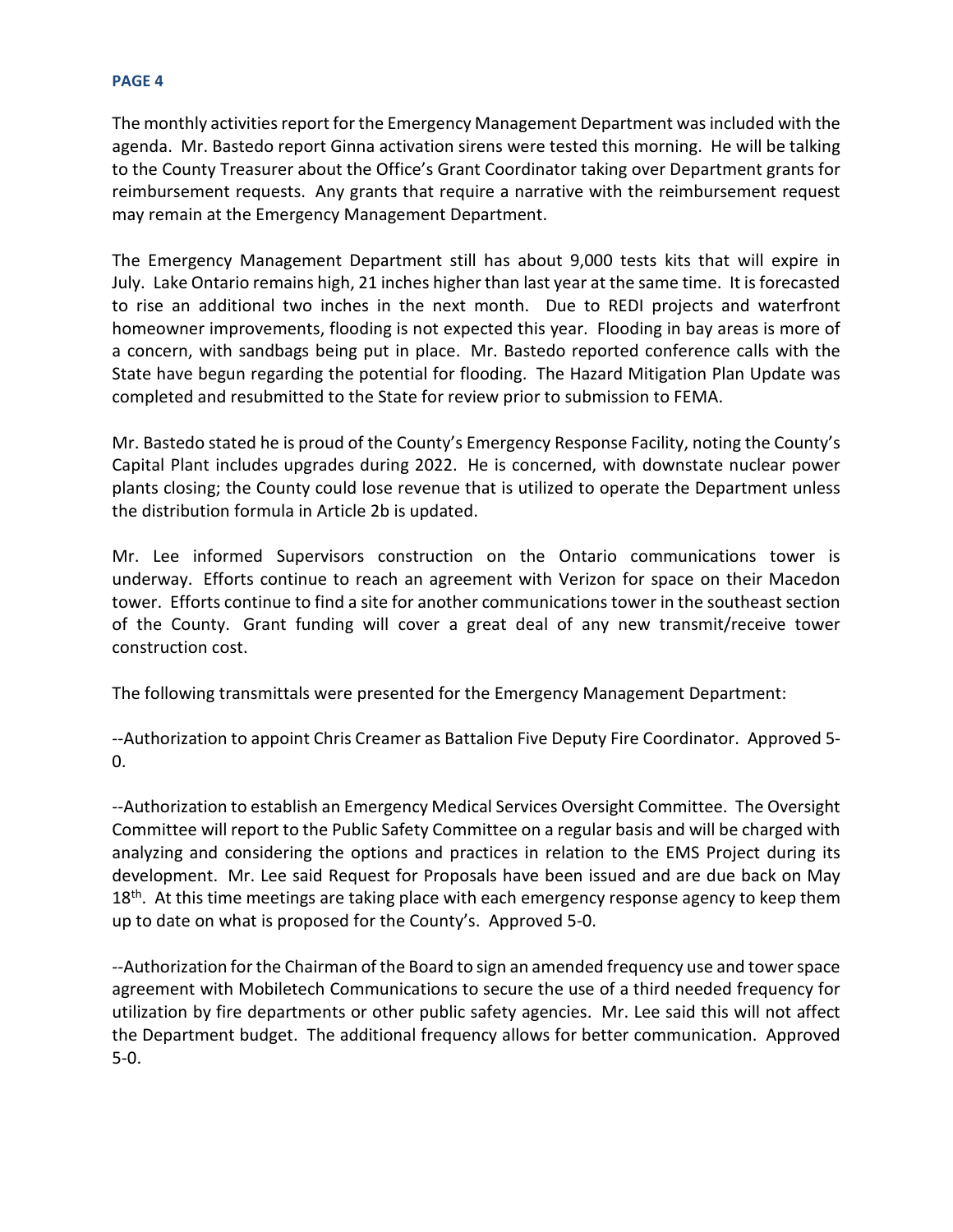The monthly activities report for the Emergency Management Department was included with the agenda. Mr. Bastedo report Ginna activation sirens were tested this morning. He will be talking to the County Treasurer about the Office's Grant Coordinator taking over Department grants for reimbursement requests. Any grants that require a narrative with the reimbursement request may remain at the Emergency Management Department.

The Emergency Management Department still has about 9,000 tests kits that will expire in July. Lake Ontario remains high, 21 inches higher than last year at the same time. It is forecasted to rise an additional two inches in the next month. Due to REDI projects and waterfront homeowner improvements, flooding is not expected this year. Flooding in bay areas is more of a concern, with sandbags being put in place. Mr. Bastedo reported conference calls with the State have begun regarding the potential for flooding. The Hazard Mitigation Plan Update was completed and resubmitted to the State for review prior to submission to FEMA.

Mr. Bastedo stated he is proud of the County's Emergency Response Facility, noting the County's Capital Plant includes upgrades during 2022. He is concerned, with downstate nuclear power plants closing; the County could lose revenue that is utilized to operate the Department unless the distribution formula in Article 2b is updated.

Mr. Lee informed Supervisors construction on the Ontario communications tower is underway. Efforts continue to reach an agreement with Verizon for space on their Macedon tower. Efforts continue to find a site for another communications tower in the southeast section of the County. Grant funding will cover a great deal of any new transmit/receive tower construction cost.

The following transmittals were presented for the Emergency Management Department:

--Authorization to appoint Chris Creamer as Battalion Five Deputy Fire Coordinator. Approved 5-0.

--Authorization to establish an Emergency Medical Services Oversight Committee. The Oversight Committee will report to the Public Safety Committee on a regular basis and will be charged with analyzing and considering the options and practices in relation to the EMS Project during its development. Mr. Lee said Request for Proposals have been issued and are due back on May 18th. At this time meetings are taking place with each emergency response agency to keep them up to date on what is proposed for the County's. Approved 5-0.

--Authorization for the Chairman of the Board to sign an amended frequency use and tower space agreement with Mobiletech Communications to secure the use of a third needed frequency for utilization by fire departments or other public safety agencies. Mr. Lee said this will not affect the Department budget. The additional frequency allows for better communication. Approved 5-0.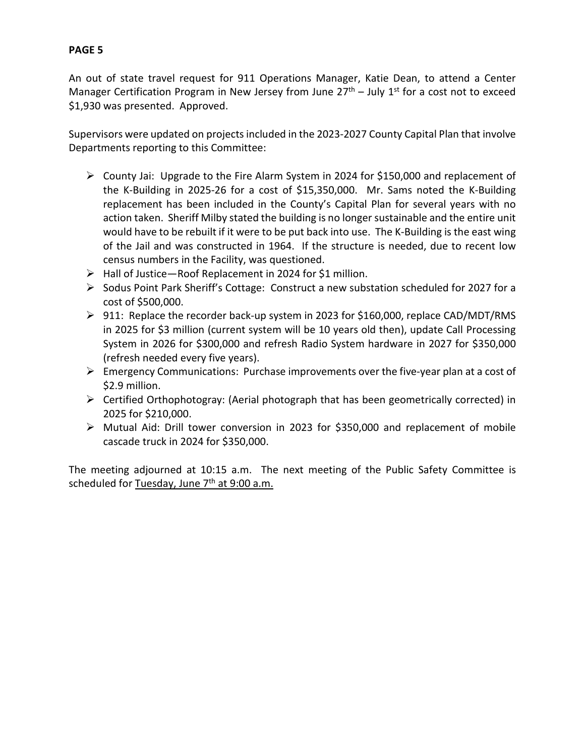**PAGE 5**

An out of state travel request for 911 Operations Manager, Katie Dean, to attend a Center Manager Certification Program in New Jersey from June 27th – July 1st for a cost not to exceed $1,930 was presented. Approved.

Supervisors were updated on projects included in the 2023-2027 County Capital Plan that involve Departments reporting to this Committee:

- County Jai: Upgrade to the Fire Alarm System in 2024 for $150,000 and replacement of the K-Building in 2025-26 for a cost of $15,350,000. Mr. Sams noted the K-Building replacement has been included in the County's Capital Plan for several years with no action taken. Sheriff Milby stated the building is no longer sustainable and the entire unit would have to be rebuilt if it were to be put back into use. The K-Building is the east wing of the Jail and was constructed in 1964. If the structure is needed, due to recent low census numbers in the Facility, was questioned.
- Hall of Justice—Roof Replacement in 2024 for $1 million.
- Sodus Point Park Sheriff's Cottage: Construct a new substation scheduled for 2027 for a cost of $500,000.
- 911: Replace the recorder back-up system in 2023 for $160,000, replace CAD/MDT/RMS in 2025 for $3 million (current system will be 10 years old then), update Call Processing System in 2026 for $300,000 and refresh Radio System hardware in 2027 for $350,000 (refresh needed every five years).
- Emergency Communications: Purchase improvements over the five-year plan at a cost of $2.9 million.
- Certified Orthophotogray: (Aerial photograph that has been geometrically corrected) in 2025 for $210,000.
- Mutual Aid: Drill tower conversion in 2023 for $350,000 and replacement of mobile cascade truck in 2024 for $350,000.

The meeting adjourned at 10:15 a.m. The next meeting of the Public Safety Committee is scheduled for Tuesday, June 7th at 9:00 a.m.